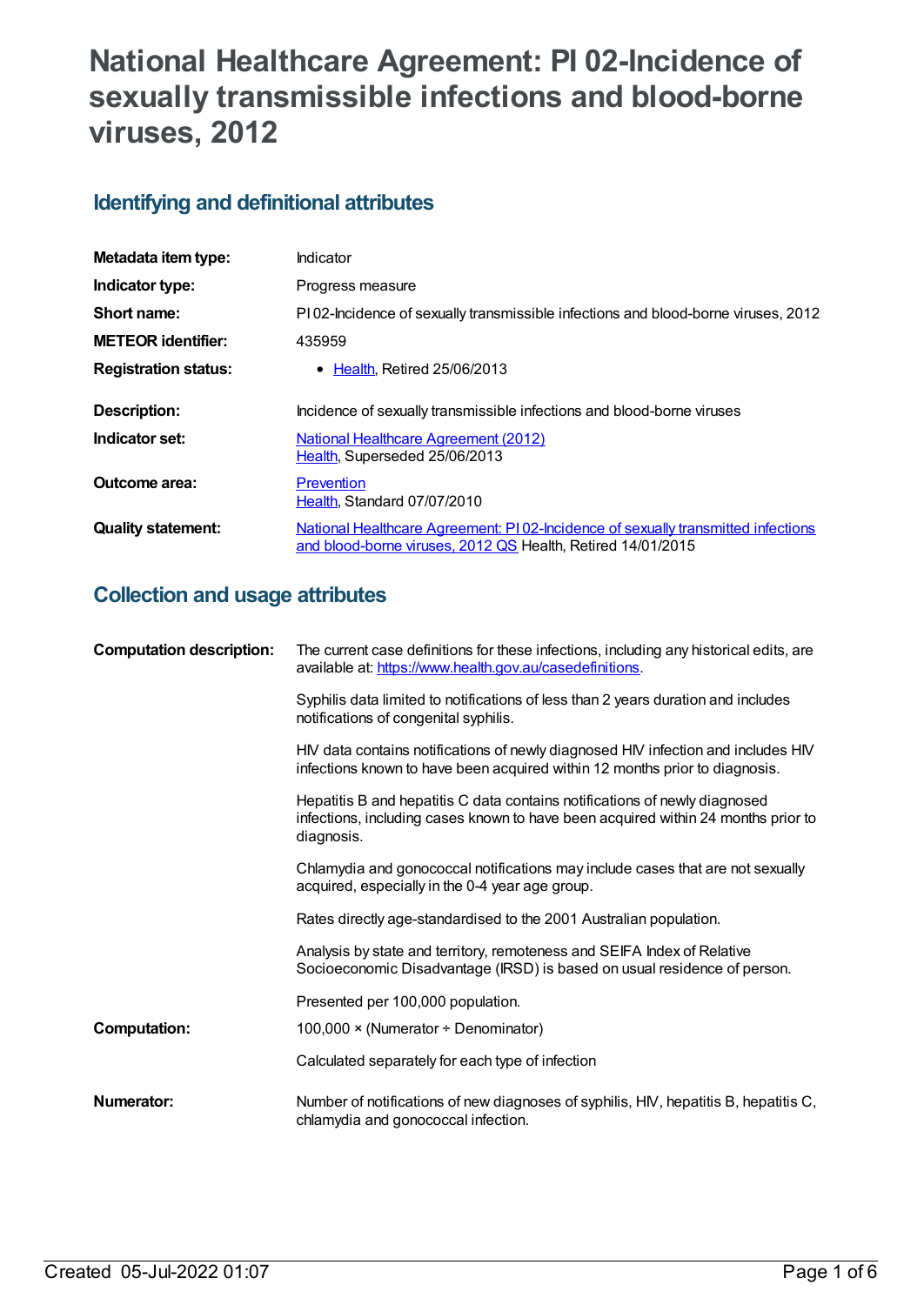# National Healthcare Agreement: PI 02-Incidence of sexually transmissible infections and blood-borne viruses, 2012

## Identifying and definitional attributes

| | |
|---|---|
| **Metadata item type:** | Indicator |
| **Indicator type:** | Progress measure |
| **Short name:** | PI 02-Incidence of sexually transmissible infections and blood-borne viruses, 2012 |
| **METEOR identifier:** | 435959 |
| **Registration status:** | • Health, Retired 25/06/2013 |
| **Description:** | Incidence of sexually transmissible infections and blood-borne viruses |
| **Indicator set:** | National Healthcare Agreement (2012) Health, Superseded 25/06/2013 |
| **Outcome area:** | Prevention Health, Standard 07/07/2010 |
| **Quality statement:** | National Healthcare Agreement: PI 02-Incidence of sexually transmitted infections and blood-borne viruses, 2012 QS Health, Retired 14/01/2015 |

## Collection and usage attributes

**Computation description:**

The current case definitions for these infections, including any historical edits, are available at: https://www.health.gov.au/casedefinitions.

Syphilis data limited to notifications of less than 2 years duration and includes notifications of congenital syphilis.

HIV data contains notifications of newly diagnosed HIV infection and includes HIV infections known to have been acquired within 12 months prior to diagnosis.

Hepatitis B and hepatitis C data contains notifications of newly diagnosed infections, including cases known to have been acquired within 24 months prior to diagnosis.

Chlamydia and gonococcal notifications may include cases that are not sexually acquired, especially in the 0-4 year age group.

Rates directly age-standardised to the 2001 Australian population.

Analysis by state and territory, remoteness and SEIFA Index of Relative Socioeconomic Disadvantage (IRSD) is based on usual residence of person.

Presented per 100,000 population.

**Computation:**

100,000 × (Numerator ÷ Denominator)

Calculated separately for each type of infection

**Numerator:**

Number of notifications of new diagnoses of syphilis, HIV, hepatitis B, hepatitis C, chlamydia and gonococcal infection.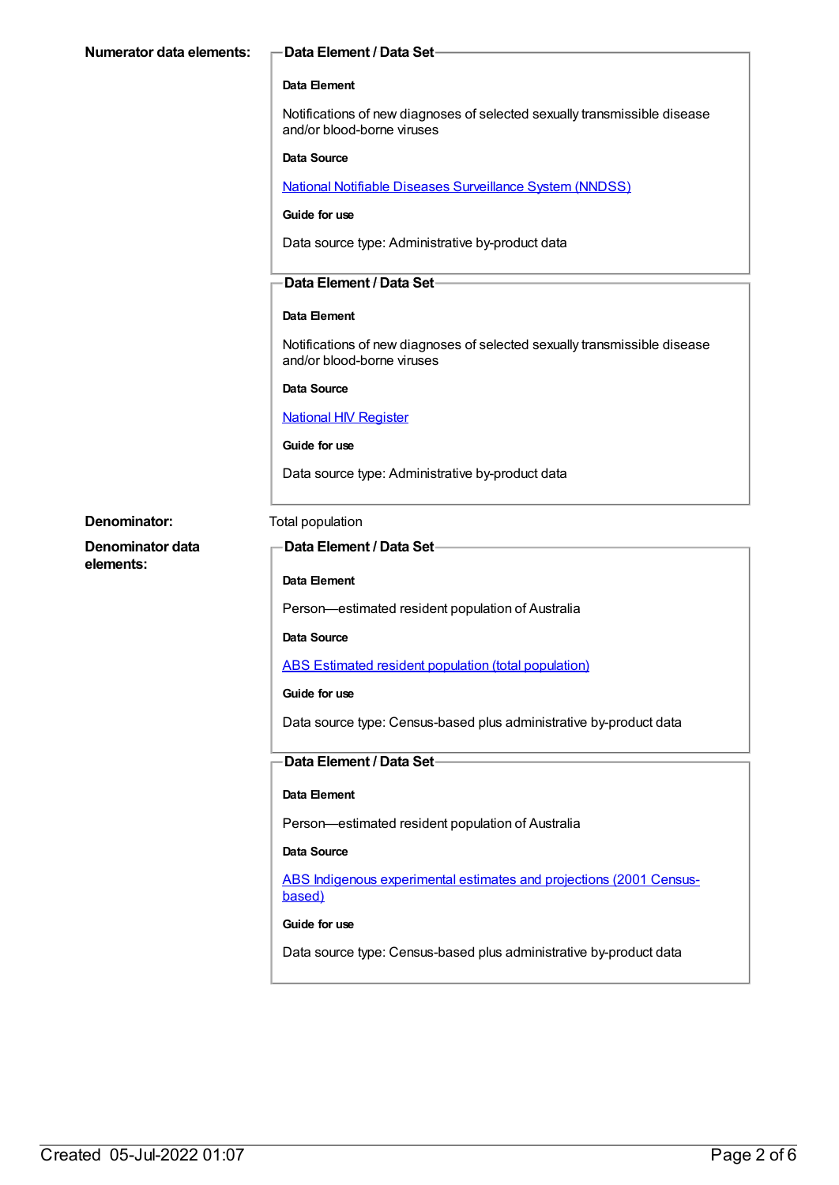**Numerator data elements:**

**Data Element / Data Set**

**Data Element**

Notifications of new diagnoses of selected sexually transmissible disease and/or blood-borne viruses

**Data Source**

National Notifiable Diseases Surveillance System (NNDSS)

**Guide for use**

Data source type: Administrative by-product data

**Data Element / Data Set**

**Data Element**

Notifications of new diagnoses of selected sexually transmissible disease and/or blood-borne viruses

**Data Source**

National HIV Register

**Guide for use**

Data source type: Administrative by-product data

**Denominator:** Total population

**Denominator data elements:**

**Data Element / Data Set**

**Data Element**

Person—estimated resident population of Australia

**Data Source**

ABS Estimated resident population (total population)

**Guide for use**

Data source type: Census-based plus administrative by-product data

**Data Element / Data Set**

**Data Element**

Person—estimated resident population of Australia

**Data Source**

ABS Indigenous experimental estimates and projections (2001 Census-based)

**Guide for use**

Data source type: Census-based plus administrative by-product data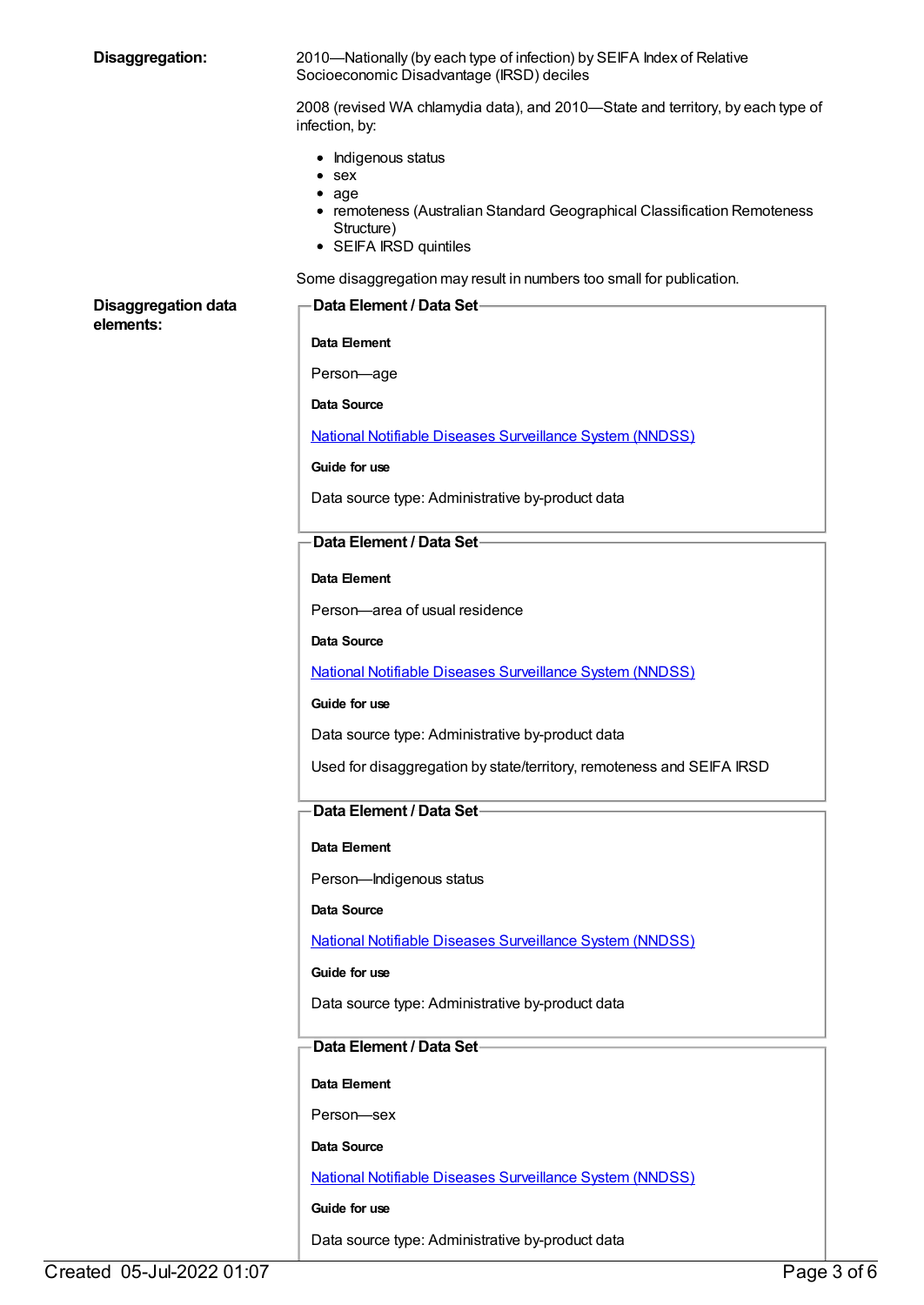**Disaggregation:**

2010—Nationally (by each type of infection) by SEIFA Index of Relative Socioeconomic Disadvantage (IRSD) deciles

2008 (revised WA chlamydia data), and 2010—State and territory, by each type of infection, by:

- Indigenous status
- sex
- age
- remoteness (Australian Standard Geographical Classification Remoteness Structure)
- SEIFA IRSD quintiles

Some disaggregation may result in numbers too small for publication.

**Disaggregation data elements:**

**Data Element / Data Set**

**Data Element**

Person—age

**Data Source**

National Notifiable Diseases Surveillance System (NNDSS)

**Guide for use**

Data source type: Administrative by-product data

**Data Element / Data Set**

**Data Element**

Person—area of usual residence

**Data Source**

National Notifiable Diseases Surveillance System (NNDSS)

**Guide for use**

Data source type: Administrative by-product data

Used for disaggregation by state/territory, remoteness and SEIFA IRSD

**Data Element / Data Set**

**Data Element**

Person—Indigenous status

**Data Source**

National Notifiable Diseases Surveillance System (NNDSS)

**Guide for use**

Data source type: Administrative by-product data

**Data Element / Data Set**

**Data Element**

Person—sex

**Data Source**

National Notifiable Diseases Surveillance System (NNDSS)

**Guide for use**

Data source type: Administrative by-product data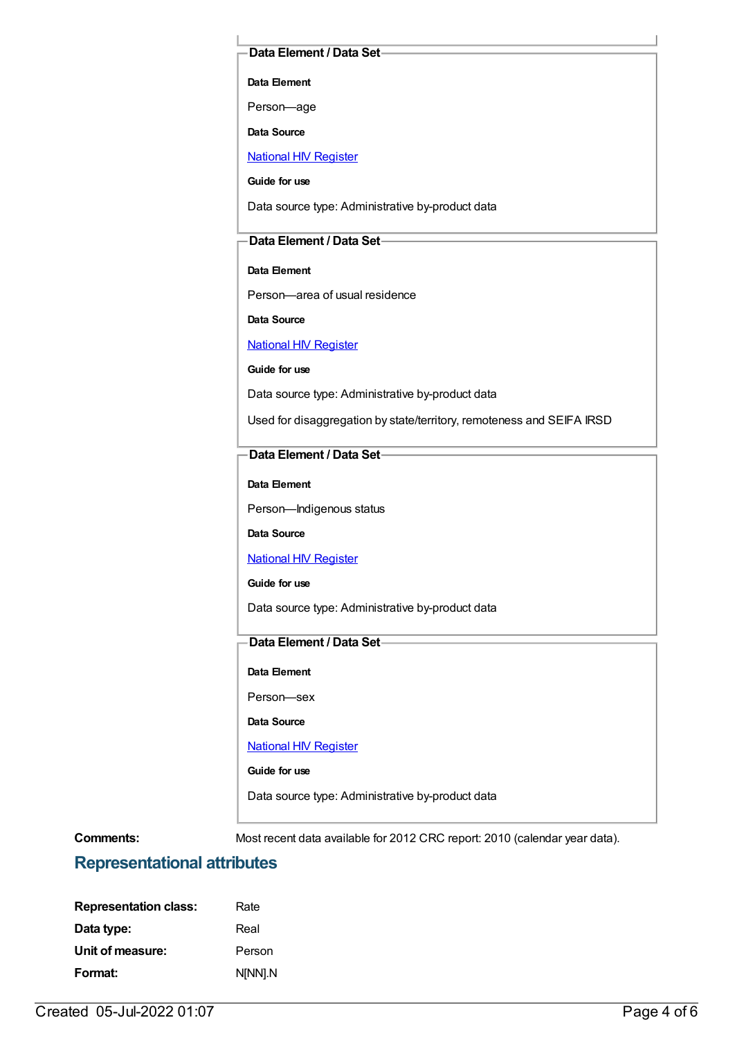**Data Element / Data Set**

**Data Element**

Person—age

**Data Source**

National HIV Register

**Guide for use**

Data source type: Administrative by-product data

**Data Element / Data Set**

**Data Element**

Person—area of usual residence

**Data Source**

National HIV Register

**Guide for use**

Data source type: Administrative by-product data

Used for disaggregation by state/territory, remoteness and SEIFA IRSD

**Data Element / Data Set**

**Data Element**

Person—Indigenous status

**Data Source**

National HIV Register

**Guide for use**

Data source type: Administrative by-product data

**Data Element / Data Set**

**Data Element**

Person—sex

**Data Source**

National HIV Register

**Guide for use**

Data source type: Administrative by-product data

**Comments:** Most recent data available for 2012 CRC report: 2010 (calendar year data).

## Representational attributes

**Representation class:** Rate

**Data type:** Real

**Unit of measure:** Person

**Format:** N[NN].N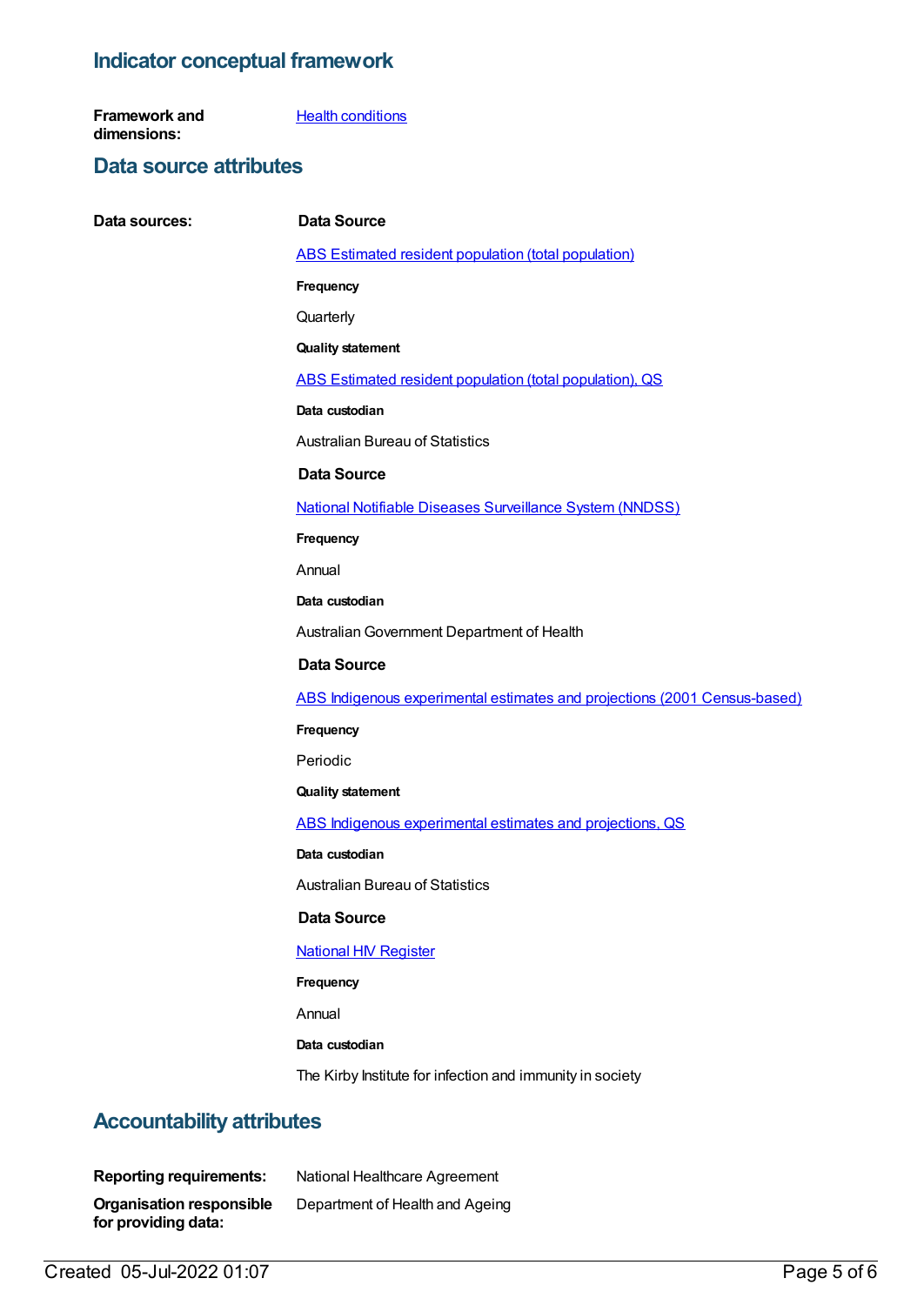## Indicator conceptual framework

**Framework and dimensions:** [Health conditions]

## Data source attributes

**Data sources:**

**Data Source**

[ABS Estimated resident population (total population)]

**Frequency**

Quarterly

**Quality statement**

[ABS Estimated resident population (total population), QS]

**Data custodian**

Australian Bureau of Statistics

**Data Source**

[National Notifiable Diseases Surveillance System (NNDSS)]

**Frequency**

Annual

**Data custodian**

Australian Government Department of Health

**Data Source**

[ABS Indigenous experimental estimates and projections (2001 Census-based)]

**Frequency**

Periodic

**Quality statement**

[ABS Indigenous experimental estimates and projections, QS]

**Data custodian**

Australian Bureau of Statistics

**Data Source**

[National HIV Register]

**Frequency**

Annual

**Data custodian**

The Kirby Institute for infection and immunity in society

## Accountability attributes

**Reporting requirements:** National Healthcare Agreement

**Organisation responsible for providing data:** Department of Health and Ageing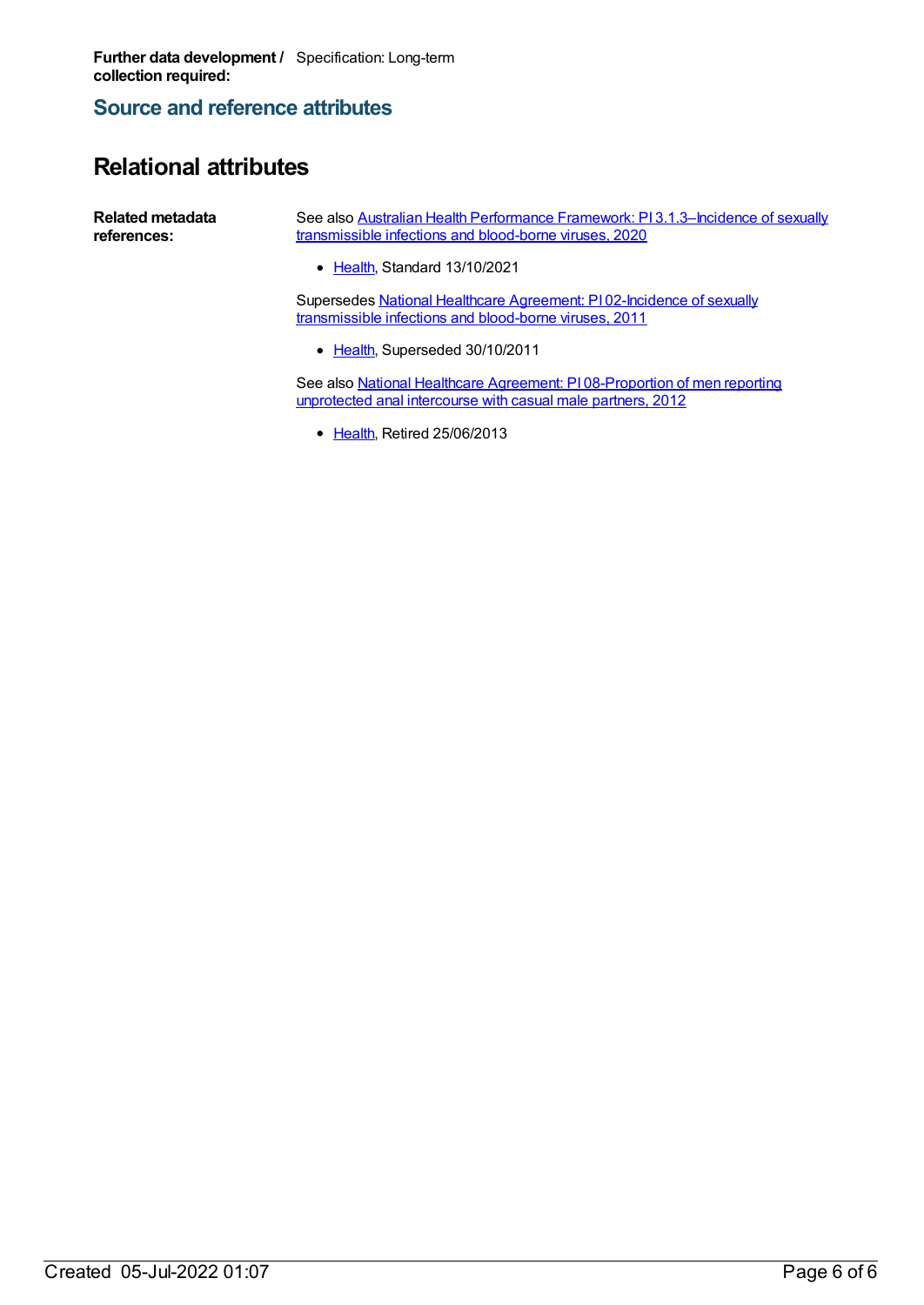**Further data development / collection required:** Specification: Long-term

## Source and reference attributes

# Relational attributes

**Related metadata references:**

See also Australian Health Performance Framework: PI 3.1.3–Incidence of sexually transmissible infections and blood-borne viruses, 2020

- Health, Standard 13/10/2021

Supersedes National Healthcare Agreement: PI 02-Incidence of sexually transmissible infections and blood-borne viruses, 2011

- Health, Superseded 30/10/2011

See also National Healthcare Agreement: PI 08-Proportion of men reporting unprotected anal intercourse with casual male partners, 2012

- Health, Retired 25/06/2013